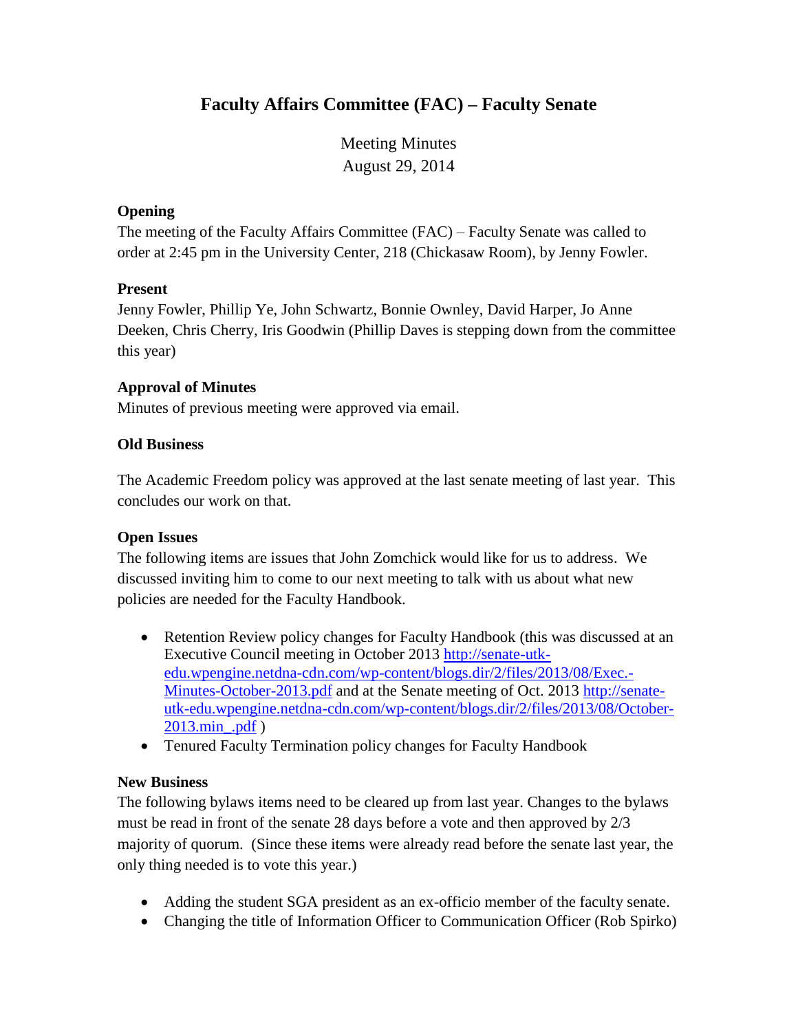# Faculty Affairs Committee (FAC) – Faculty Senate

Meeting Minutes
August 29, 2014

### Opening

The meeting of the Faculty Affairs Committee (FAC) – Faculty Senate was called to order at 2:45 pm in the University Center, 218 (Chickasaw Room), by Jenny Fowler.

### Present

Jenny Fowler, Phillip Ye, John Schwartz, Bonnie Ownley, David Harper, Jo Anne Deeken, Chris Cherry, Iris Goodwin (Phillip Daves is stepping down from the committee this year)

### Approval of Minutes

Minutes of previous meeting were approved via email.

### Old Business

The Academic Freedom policy was approved at the last senate meeting of last year. This concludes our work on that.

### Open Issues

The following items are issues that John Zomchick would like for us to address. We discussed inviting him to come to our next meeting to talk with us about what new policies are needed for the Faculty Handbook.

- Retention Review policy changes for Faculty Handbook (this was discussed at an Executive Council meeting in October 2013 http://senate-utk-edu.wpengine.netdna-cdn.com/wp-content/blogs.dir/2/files/2013/08/Exec.-Minutes-October-2013.pdf and at the Senate meeting of Oct. 2013 http://senate-utk-edu.wpengine.netdna-cdn.com/wp-content/blogs.dir/2/files/2013/08/October-2013.min_.pdf )
- Tenured Faculty Termination policy changes for Faculty Handbook

### New Business

The following bylaws items need to be cleared up from last year. Changes to the bylaws must be read in front of the senate 28 days before a vote and then approved by 2/3 majority of quorum. (Since these items were already read before the senate last year, the only thing needed is to vote this year.)

- Adding the student SGA president as an ex-officio member of the faculty senate.
- Changing the title of Information Officer to Communication Officer (Rob Spirko)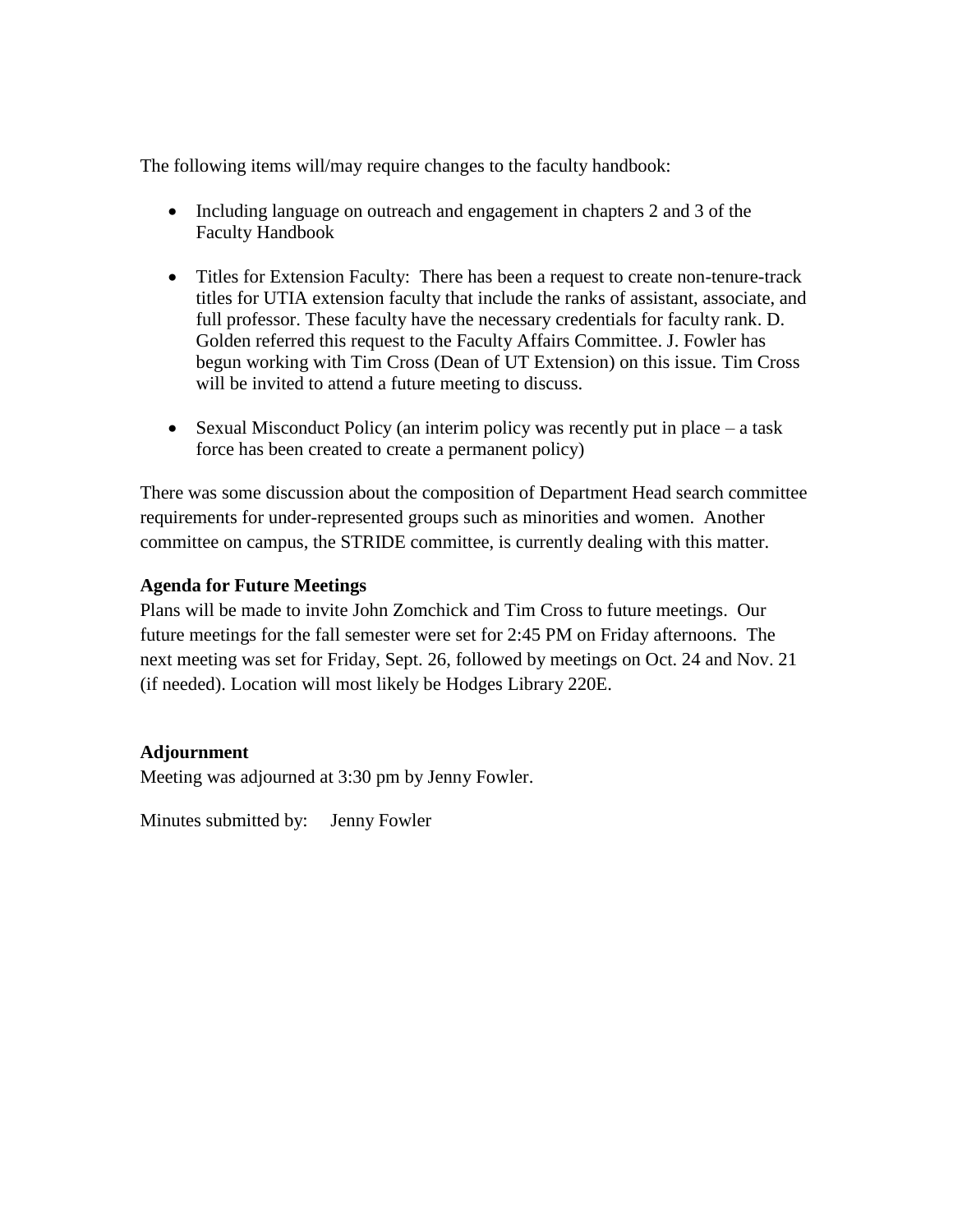The following items will/may require changes to the faculty handbook:

- Including language on outreach and engagement in chapters 2 and 3 of the Faculty Handbook
- Titles for Extension Faculty: There has been a request to create non-tenure-track titles for UTIA extension faculty that include the ranks of assistant, associate, and full professor. These faculty have the necessary credentials for faculty rank. D. Golden referred this request to the Faculty Affairs Committee. J. Fowler has begun working with Tim Cross (Dean of UT Extension) on this issue. Tim Cross will be invited to attend a future meeting to discuss.
- Sexual Misconduct Policy (an interim policy was recently put in place – a task force has been created to create a permanent policy)

There was some discussion about the composition of Department Head search committee requirements for under-represented groups such as minorities and women. Another committee on campus, the STRIDE committee, is currently dealing with this matter.

**Agenda for Future Meetings**

Plans will be made to invite John Zomchick and Tim Cross to future meetings. Our future meetings for the fall semester were set for 2:45 PM on Friday afternoons. The next meeting was set for Friday, Sept. 26, followed by meetings on Oct. 24 and Nov. 21 (if needed). Location will most likely be Hodges Library 220E.

**Adjournment**

Meeting was adjourned at 3:30 pm by Jenny Fowler.

Minutes submitted by: Jenny Fowler